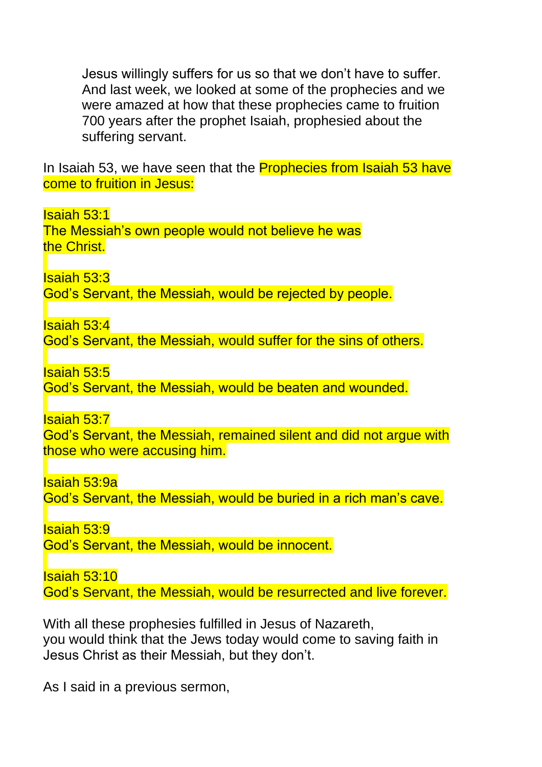Jesus willingly suffers for us so that we don't have to suffer. And last week, we looked at some of the prophecies and we were amazed at how that these prophecies came to fruition 700 years after the prophet Isaiah, prophesied about the suffering servant.

In Isaiah 53, we have seen that the Prophecies from Isaiah 53 have come to fruition in Jesus:

Isaiah 53:1
The Messiah's own people would not believe he was the Christ.

Isaiah 53:3
God's Servant, the Messiah, would be rejected by people.

Isaiah 53:4
God's Servant, the Messiah, would suffer for the sins of others.

Isaiah 53:5
God's Servant, the Messiah, would be beaten and wounded.

Isaiah 53:7
God's Servant, the Messiah, remained silent and did not argue with those who were accusing him.

Isaiah 53:9a
God's Servant, the Messiah, would be buried in a rich man's cave.

Isaiah 53:9
God's Servant, the Messiah, would be innocent.

Isaiah 53:10
God's Servant, the Messiah, would be resurrected and live forever.

With all these prophesies fulfilled in Jesus of Nazareth, you would think that the Jews today would come to saving faith in Jesus Christ as their Messiah, but they don't.

As I said in a previous sermon,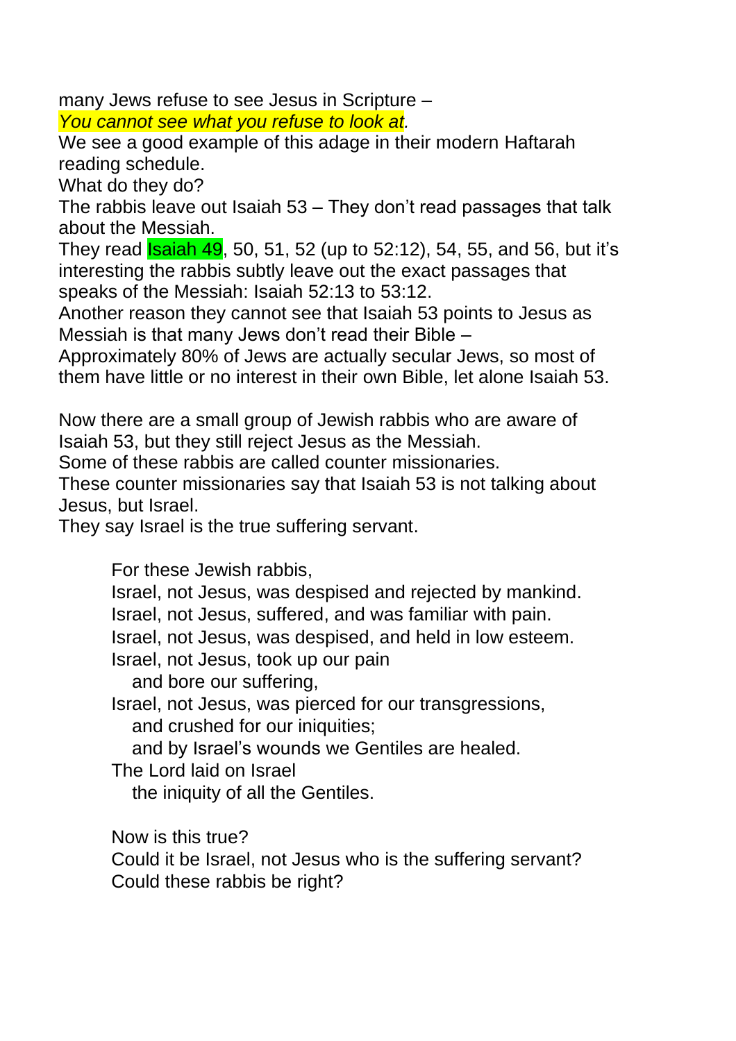many Jews refuse to see Jesus in Scripture –
*You cannot see what you refuse to look at*.
We see a good example of this adage in their modern Haftarah reading schedule.
What do they do?
The rabbis leave out Isaiah 53 – They don't read passages that talk about the Messiah.
They read Isaiah 49, 50, 51, 52 (up to 52:12), 54, 55, and 56, but it's interesting the rabbis subtly leave out the exact passages that speaks of the Messiah: Isaiah 52:13 to 53:12.
Another reason they cannot see that Isaiah 53 points to Jesus as Messiah is that many Jews don't read their Bible –
Approximately 80% of Jews are actually secular Jews, so most of them have little or no interest in their own Bible, let alone Isaiah 53.

Now there are a small group of Jewish rabbis who are aware of Isaiah 53, but they still reject Jesus as the Messiah.
Some of these rabbis are called counter missionaries.
These counter missionaries say that Isaiah 53 is not talking about Jesus, but Israel.
They say Israel is the true suffering servant.

> For these Jewish rabbis,
> Israel, not Jesus, was despised and rejected by mankind.
> Israel, not Jesus, suffered, and was familiar with pain.
> Israel, not Jesus, was despised, and held in low esteem.
> Israel, not Jesus, took up our pain
> and bore our suffering,
> Israel, not Jesus, was pierced for our transgressions,
> and crushed for our iniquities;
> and by Israel's wounds we Gentiles are healed.
> The Lord laid on Israel
> the iniquity of all the Gentiles.
>
> Now is this true?
> Could it be Israel, not Jesus who is the suffering servant?
> Could these rabbis be right?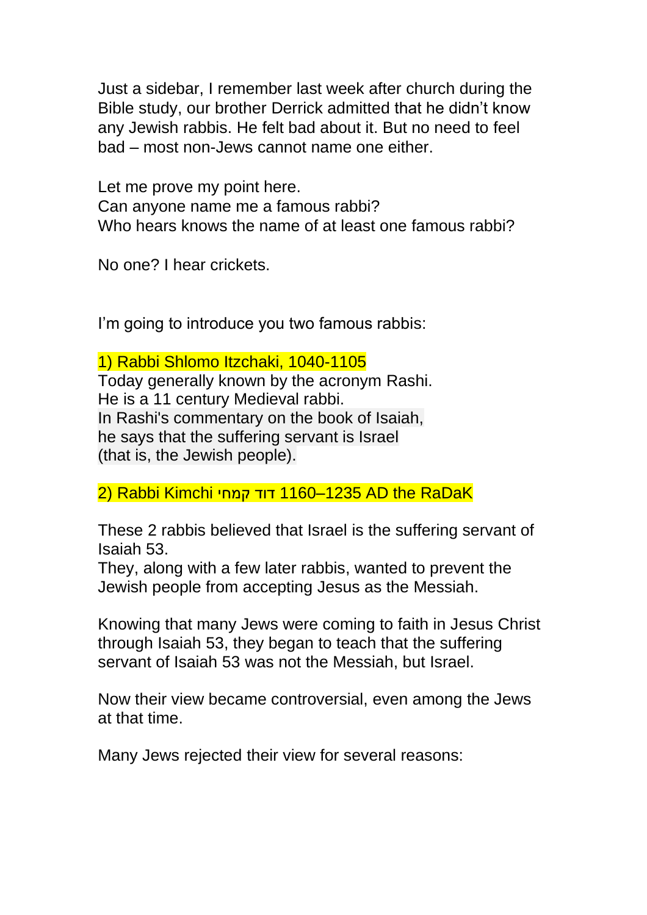Just a sidebar, I remember last week after church during the Bible study, our brother Derrick admitted that he didn't know any Jewish rabbis. He felt bad about it. But no need to feel bad – most non-Jews cannot name one either.

Let me prove my point here.
Can anyone name me a famous rabbi?
Who hears knows the name of at least one famous rabbi?

No one? I hear crickets.

I'm going to introduce you two famous rabbis:

1) Rabbi Shlomo Itzchaki, 1040-1105
Today generally known by the acronym Rashi.
He is a 11 century Medieval rabbi.
In Rashi's commentary on the book of Isaiah,
he says that the suffering servant is Israel
(that is, the Jewish people).

2) Rabbi Kimchi דוד קמחי 1160–1235 AD the RaDaK

These 2 rabbis believed that Israel is the suffering servant of Isaiah 53.
They, along with a few later rabbis, wanted to prevent the Jewish people from accepting Jesus as the Messiah.

Knowing that many Jews were coming to faith in Jesus Christ through Isaiah 53, they began to teach that the suffering servant of Isaiah 53 was not the Messiah, but Israel.

Now their view became controversial, even among the Jews at that time.

Many Jews rejected their view for several reasons: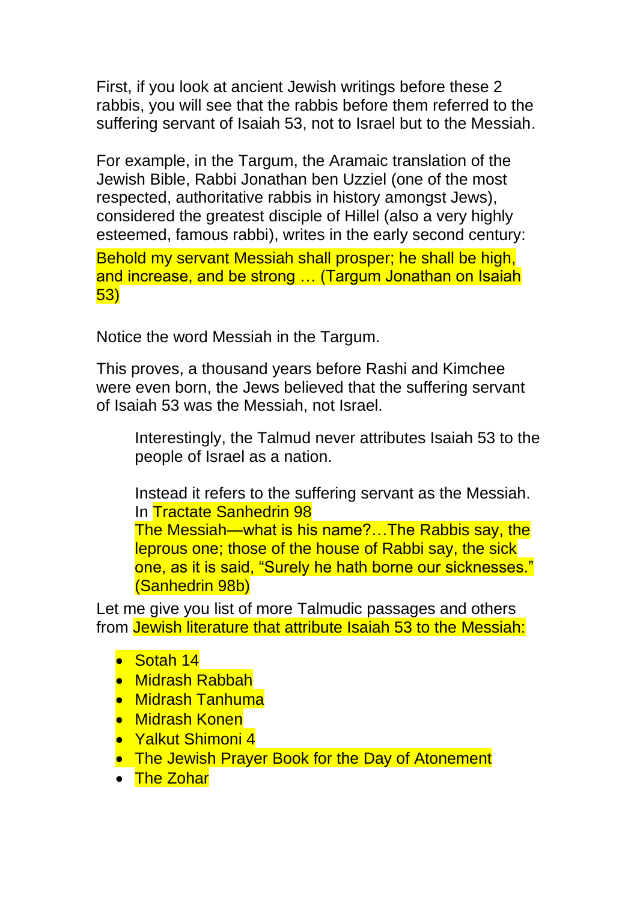First, if you look at ancient Jewish writings before these 2 rabbis, you will see that the rabbis before them referred to the suffering servant of Isaiah 53, not to Israel but to the Messiah.

For example, in the Targum, the Aramaic translation of the Jewish Bible, Rabbi Jonathan ben Uzziel (one of the most respected, authoritative rabbis in history amongst Jews), considered the greatest disciple of Hillel (also a very highly esteemed, famous rabbi), writes in the early second century:

Behold my servant Messiah shall prosper; he shall be high, and increase, and be strong … (Targum Jonathan on Isaiah 53)

Notice the word Messiah in the Targum.

This proves, a thousand years before Rashi and Kimchee were even born, the Jews believed that the suffering servant of Isaiah 53 was the Messiah, not Israel.

> Interestingly, the Talmud never attributes Isaiah 53 to the people of Israel as a nation.
>
> Instead it refers to the suffering servant as the Messiah. In Tractate Sanhedrin 98
> The Messiah—what is his name?…The Rabbis say, the leprous one; those of the house of Rabbi say, the sick one, as it is said, "Surely he hath borne our sicknesses." (Sanhedrin 98b)

Let me give you list of more Talmudic passages and others from Jewish literature that attribute Isaiah 53 to the Messiah:

- Sotah 14
- Midrash Rabbah
- Midrash Tanhuma
- Midrash Konen
- Yalkut Shimoni 4
- The Jewish Prayer Book for the Day of Atonement
- The Zohar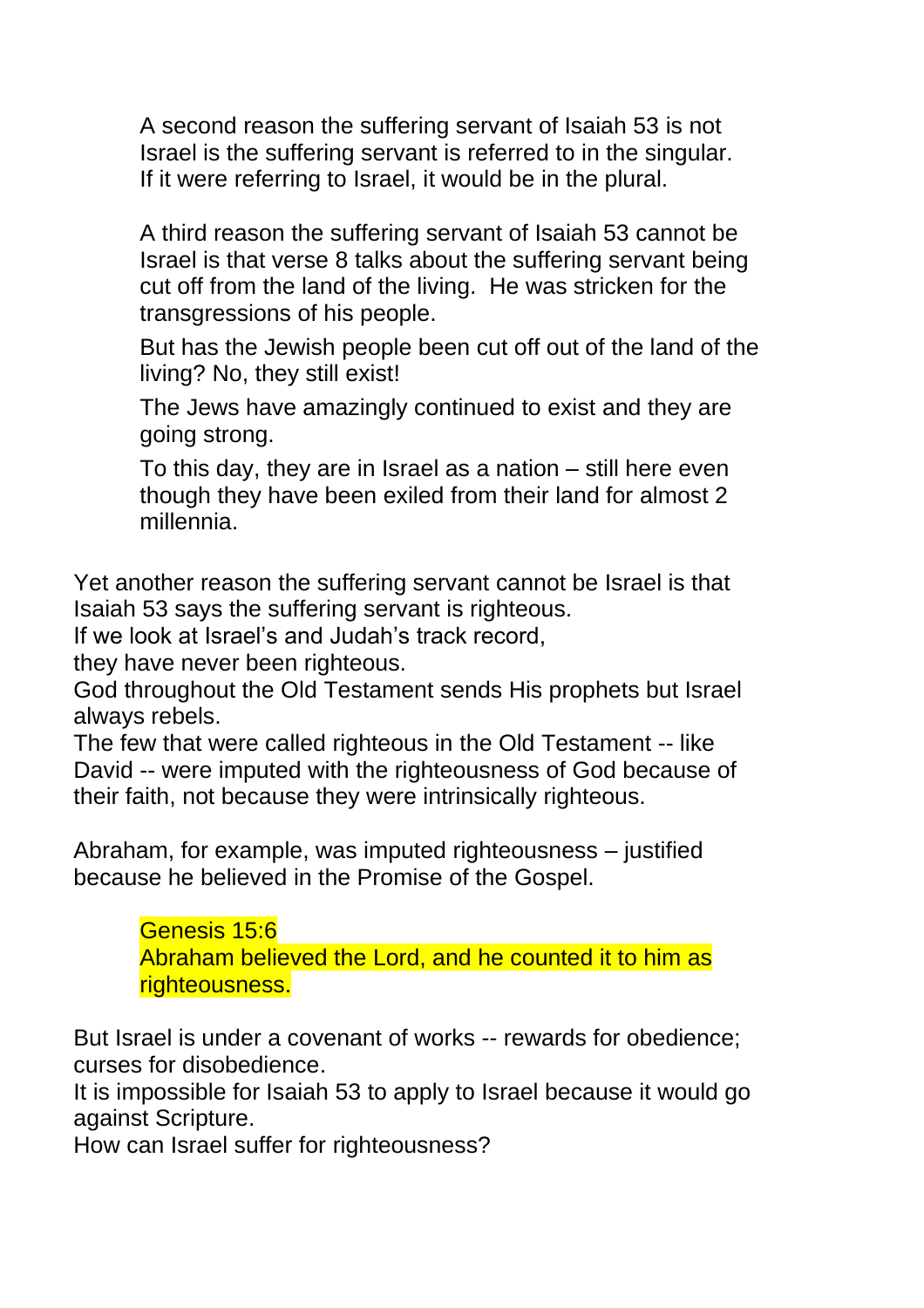A second reason the suffering servant of Isaiah 53 is not Israel is the suffering servant is referred to in the singular. If it were referring to Israel, it would be in the plural.

A third reason the suffering servant of Isaiah 53 cannot be Israel is that verse 8 talks about the suffering servant being cut off from the land of the living. He was stricken for the transgressions of his people.

But has the Jewish people been cut off out of the land of the living? No, they still exist!

The Jews have amazingly continued to exist and they are going strong.

To this day, they are in Israel as a nation – still here even though they have been exiled from their land for almost 2 millennia.

Yet another reason the suffering servant cannot be Israel is that Isaiah 53 says the suffering servant is righteous.
If we look at Israel's and Judah's track record,
they have never been righteous.
God throughout the Old Testament sends His prophets but Israel always rebels.
The few that were called righteous in the Old Testament -- like David -- were imputed with the righteousness of God because of their faith, not because they were intrinsically righteous.

Abraham, for example, was imputed righteousness – justified because he believed in the Promise of the Gospel.

> Genesis 15:6
> Abraham believed the Lord, and he counted it to him as righteousness.

But Israel is under a covenant of works -- rewards for obedience; curses for disobedience.
It is impossible for Isaiah 53 to apply to Israel because it would go against Scripture.
How can Israel suffer for righteousness?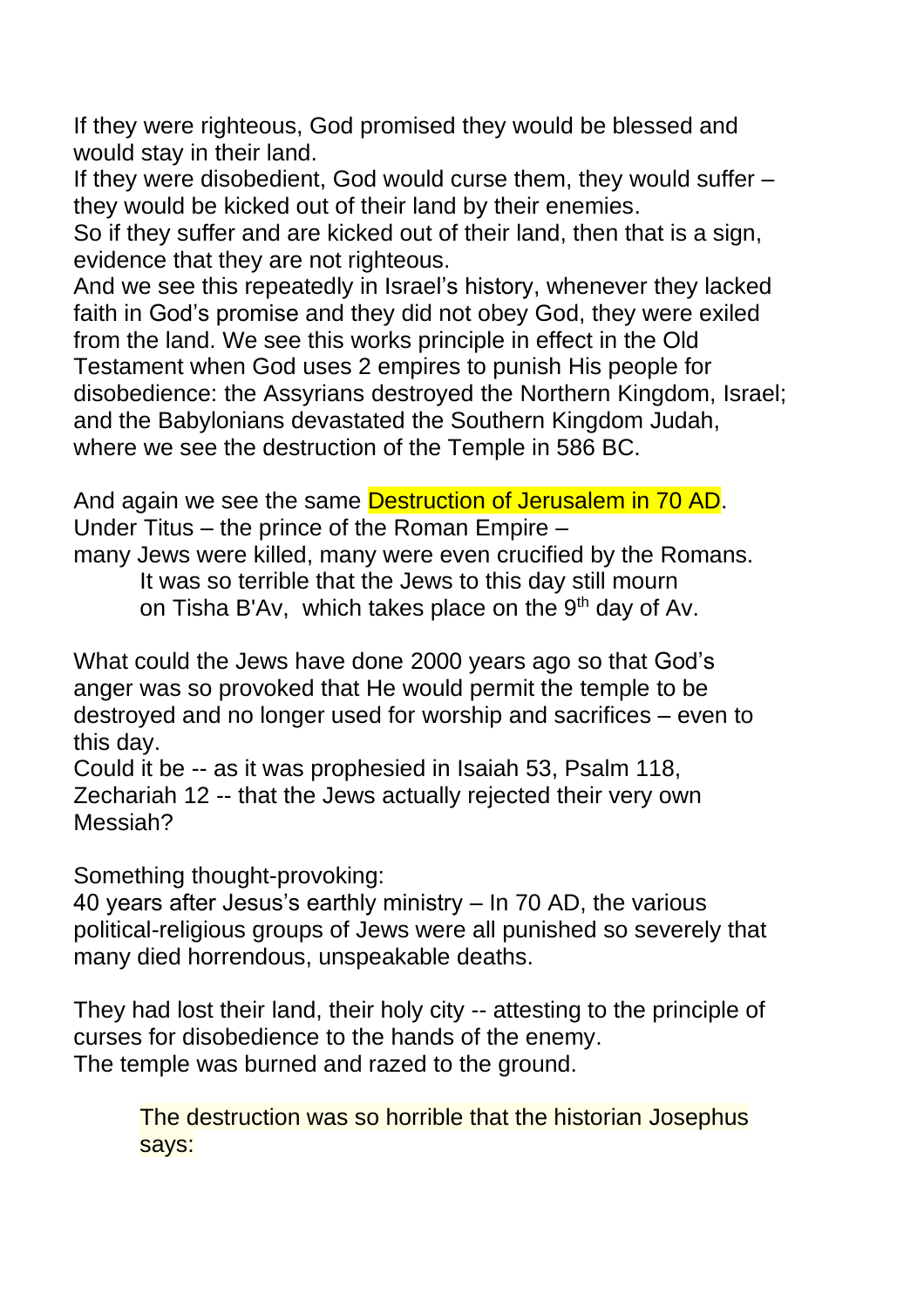If they were righteous, God promised they would be blessed and would stay in their land.
If they were disobedient, God would curse them, they would suffer – they would be kicked out of their land by their enemies.
So if they suffer and are kicked out of their land, then that is a sign, evidence that they are not righteous.
And we see this repeatedly in Israel's history, whenever they lacked faith in God's promise and they did not obey God, they were exiled from the land. We see this works principle in effect in the Old Testament when God uses 2 empires to punish His people for disobedience: the Assyrians destroyed the Northern Kingdom, Israel; and the Babylonians devastated the Southern Kingdom Judah, where we see the destruction of the Temple in 586 BC.

And again we see the same Destruction of Jerusalem in 70 AD.
Under Titus – the prince of the Roman Empire –
many Jews were killed, many were even crucified by the Romans.

> It was so terrible that the Jews to this day still mourn on Tisha B'Av, which takes place on the 9th day of Av.

What could the Jews have done 2000 years ago so that God's anger was so provoked that He would permit the temple to be destroyed and no longer used for worship and sacrifices – even to this day.
Could it be -- as it was prophesied in Isaiah 53, Psalm 118, Zechariah 12 -- that the Jews actually rejected their very own Messiah?

Something thought-provoking:
40 years after Jesus's earthly ministry – In 70 AD, the various political-religious groups of Jews were all punished so severely that many died horrendous, unspeakable deaths.

They had lost their land, their holy city -- attesting to the principle of curses for disobedience to the hands of the enemy.
The temple was burned and razed to the ground.

> The destruction was so horrible that the historian Josephus says: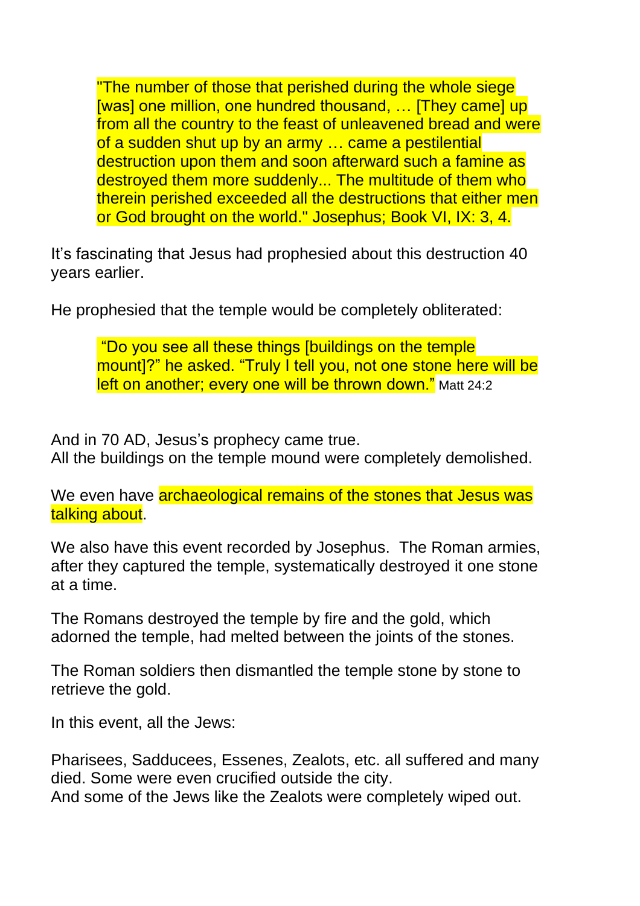> "The number of those that perished during the whole siege [was] one million, one hundred thousand, … [They came] up from all the country to the feast of unleavened bread and were of a sudden shut up by an army … came a pestilential destruction upon them and soon afterward such a famine as destroyed them more suddenly... The multitude of them who therein perished exceeded all the destructions that either men or God brought on the world." Josephus; Book VI, IX: 3, 4.

It's fascinating that Jesus had prophesied about this destruction 40 years earlier.

He prophesied that the temple would be completely obliterated:

> "Do you see all these things [buildings on the temple mount]?" he asked. "Truly I tell you, not one stone here will be left on another; every one will be thrown down." Matt 24:2

And in 70 AD, Jesus's prophecy came true.
All the buildings on the temple mound were completely demolished.

We even have archaeological remains of the stones that Jesus was talking about.

We also have this event recorded by Josephus. The Roman armies, after they captured the temple, systematically destroyed it one stone at a time.

The Romans destroyed the temple by fire and the gold, which adorned the temple, had melted between the joints of the stones.

The Roman soldiers then dismantled the temple stone by stone to retrieve the gold.

In this event, all the Jews:

Pharisees, Sadducees, Essenes, Zealots, etc. all suffered and many died. Some were even crucified outside the city.
And some of the Jews like the Zealots were completely wiped out.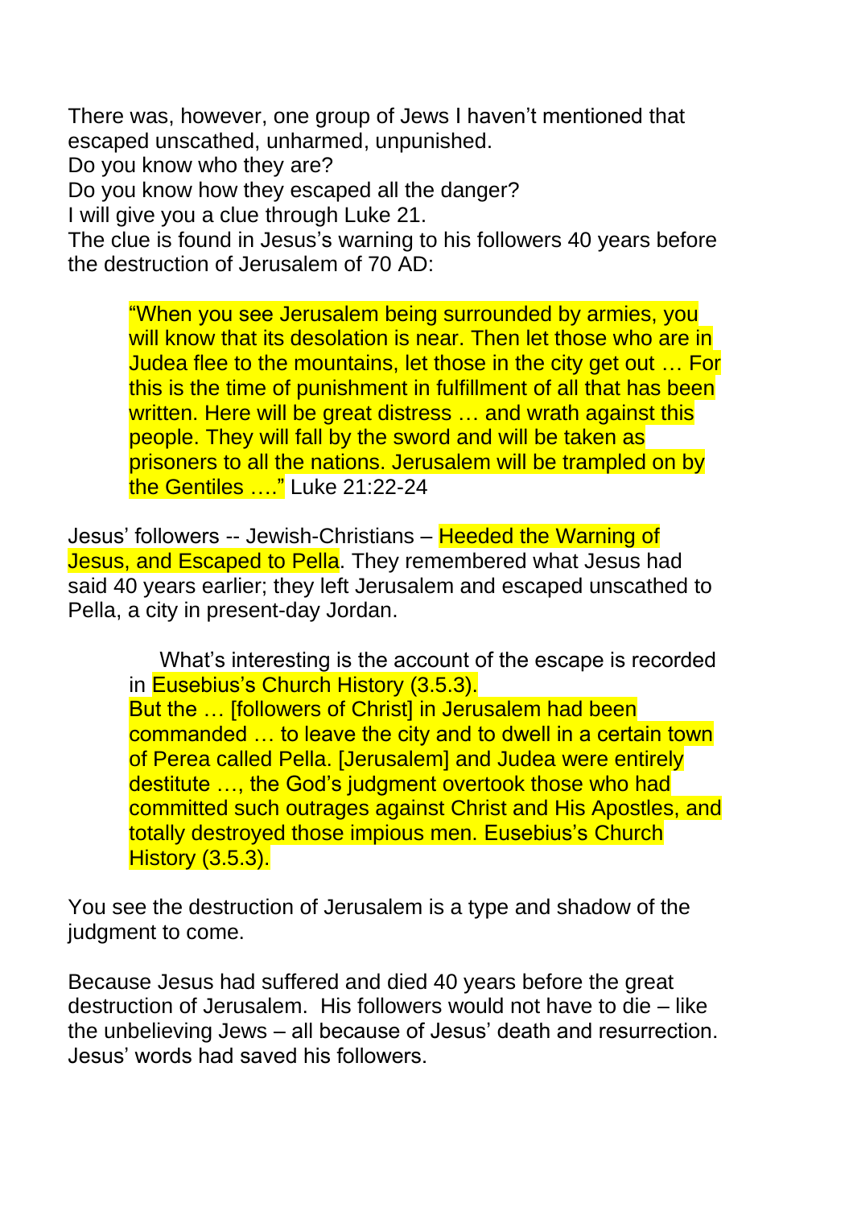There was, however, one group of Jews I haven't mentioned that escaped unscathed, unharmed, unpunished.

Do you know who they are?

Do you know how they escaped all the danger?

I will give you a clue through Luke 21.

The clue is found in Jesus's warning to his followers 40 years before the destruction of Jerusalem of 70 AD:

> "When you see Jerusalem being surrounded by armies, you will know that its desolation is near. Then let those who are in Judea flee to the mountains, let those in the city get out … For this is the time of punishment in fulfillment of all that has been written. Here will be great distress … and wrath against this people. They will fall by the sword and will be taken as prisoners to all the nations. Jerusalem will be trampled on by the Gentiles …." Luke 21:22-24

Jesus' followers -- Jewish-Christians – Heeded the Warning of Jesus, and Escaped to Pella. They remembered what Jesus had said 40 years earlier; they left Jerusalem and escaped unscathed to Pella, a city in present-day Jordan.

> What's interesting is the account of the escape is recorded in Eusebius's Church History (3.5.3).
> But the … [followers of Christ] in Jerusalem had been commanded … to leave the city and to dwell in a certain town of Perea called Pella. [Jerusalem] and Judea were entirely destitute …, the God's judgment overtook those who had committed such outrages against Christ and His Apostles, and totally destroyed those impious men. Eusebius's Church History (3.5.3).

You see the destruction of Jerusalem is a type and shadow of the judgment to come.

Because Jesus had suffered and died 40 years before the great destruction of Jerusalem. His followers would not have to die – like the unbelieving Jews – all because of Jesus' death and resurrection. Jesus' words had saved his followers.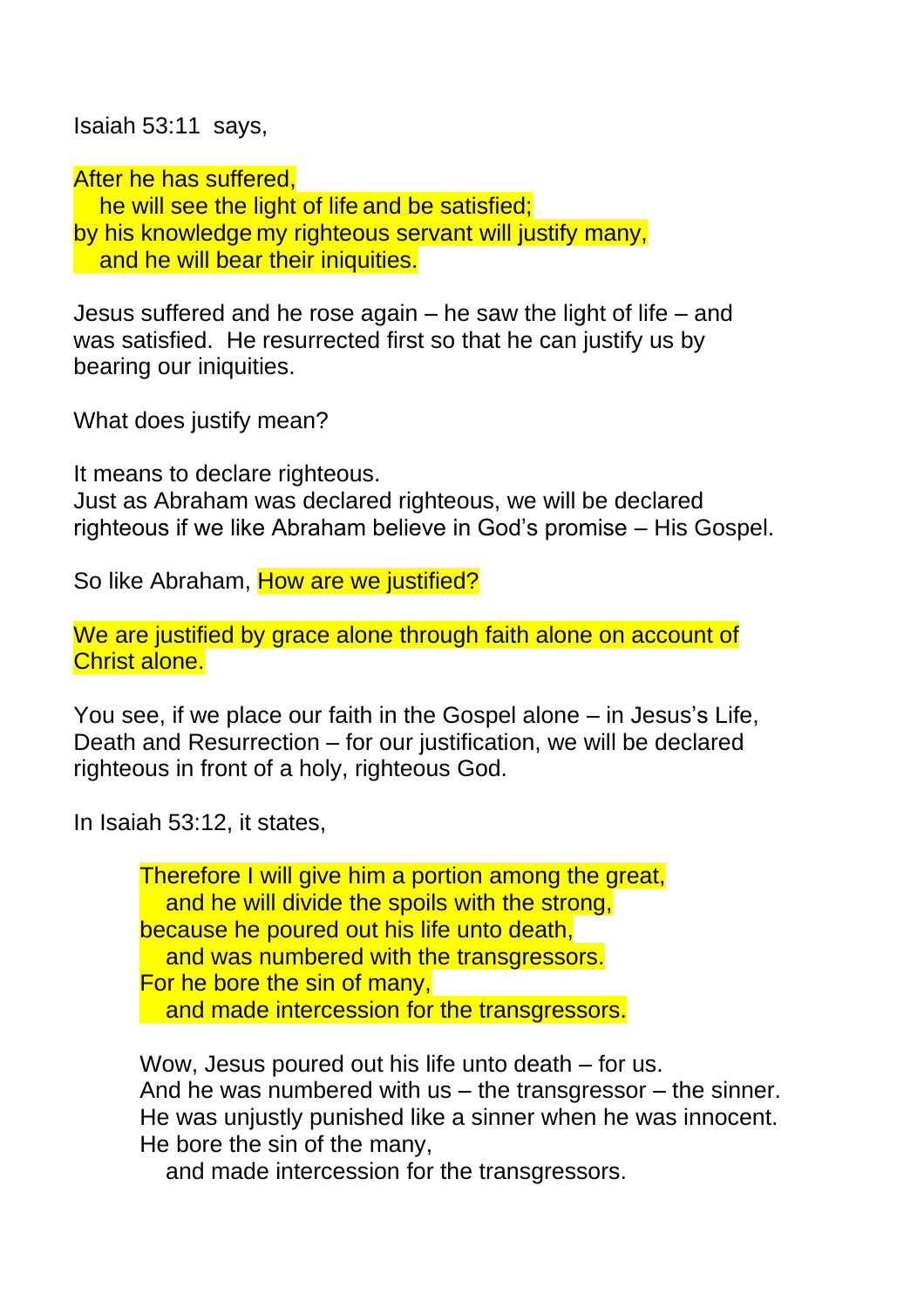Isaiah 53:11 says,

After he has suffered,
he will see the light of life and be satisfied;
by his knowledge my righteous servant will justify many,
and he will bear their iniquities.

Jesus suffered and he rose again – he saw the light of life – and was satisfied. He resurrected first so that he can justify us by bearing our iniquities.

What does justify mean?

It means to declare righteous.
Just as Abraham was declared righteous, we will be declared righteous if we like Abraham believe in God's promise – His Gospel.

So like Abraham, How are we justified?

We are justified by grace alone through faith alone on account of Christ alone.

You see, if we place our faith in the Gospel alone – in Jesus's Life, Death and Resurrection – for our justification, we will be declared righteous in front of a holy, righteous God.

In Isaiah 53:12, it states,

> Therefore I will give him a portion among the great,
> and he will divide the spoils with the strong,
> because he poured out his life unto death,
> and was numbered with the transgressors.
> For he bore the sin of many,
> and made intercession for the transgressors.
>
> Wow, Jesus poured out his life unto death – for us.
> And he was numbered with us – the transgressor – the sinner.
> He was unjustly punished like a sinner when he was innocent.
> He bore the sin of the many,
> and made intercession for the transgressors.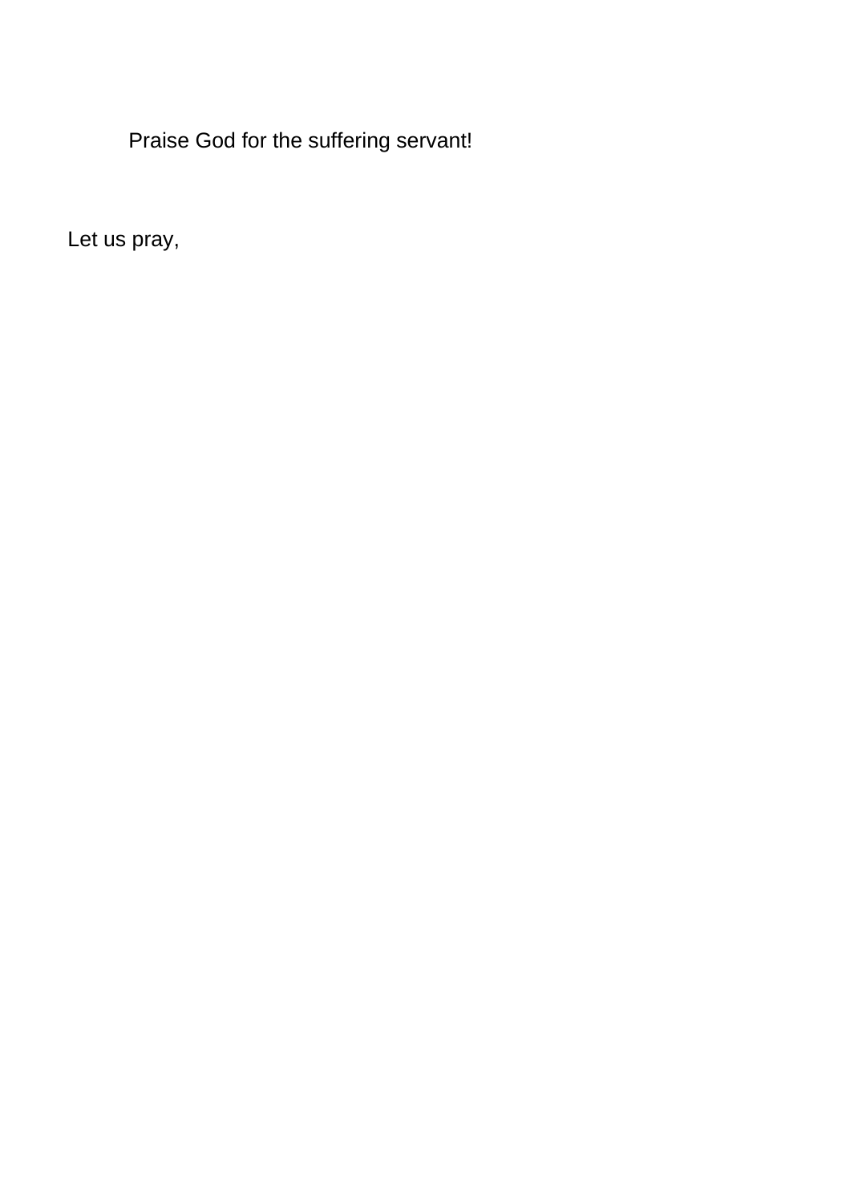Praise God for the suffering servant!

Let us pray,